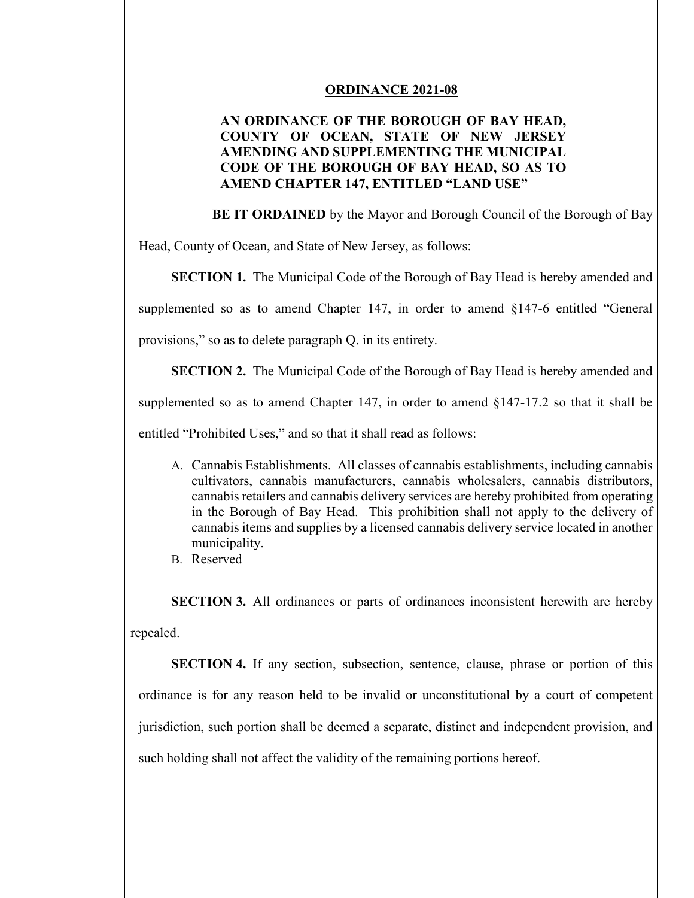# ORDINANCE 2021-08

**AN ORDINANCE OF THE BOROUGH OF BAY HEAD, COUNTY OF OCEAN, STATE OF NEW JERSEY AMENDING AND SUPPLEMENTING THE MUNICIPAL CODE OF THE BOROUGH OF BAY HEAD, SO AS TO AMEND CHAPTER 147, ENTITLED "LAND USE"**

**BE IT ORDAINED** by the Mayor and Borough Council of the Borough of Bay Head, County of Ocean, and State of New Jersey, as follows:

**SECTION 1.** The Municipal Code of the Borough of Bay Head is hereby amended and supplemented so as to amend Chapter 147, in order to amend §147-6 entitled "General provisions," so as to delete paragraph Q. in its entirety.

**SECTION 2.** The Municipal Code of the Borough of Bay Head is hereby amended and supplemented so as to amend Chapter 147, in order to amend §147-17.2 so that it shall be entitled "Prohibited Uses," and so that it shall read as follows:

A. Cannabis Establishments. All classes of cannabis establishments, including cannabis cultivators, cannabis manufacturers, cannabis wholesalers, cannabis distributors, cannabis retailers and cannabis delivery services are hereby prohibited from operating in the Borough of Bay Head. This prohibition shall not apply to the delivery of cannabis items and supplies by a licensed cannabis delivery service located in another municipality.

B. Reserved

**SECTION 3.** All ordinances or parts of ordinances inconsistent herewith are hereby repealed.

**SECTION 4.** If any section, subsection, sentence, clause, phrase or portion of this ordinance is for any reason held to be invalid or unconstitutional by a court of competent jurisdiction, such portion shall be deemed a separate, distinct and independent provision, and such holding shall not affect the validity of the remaining portions hereof.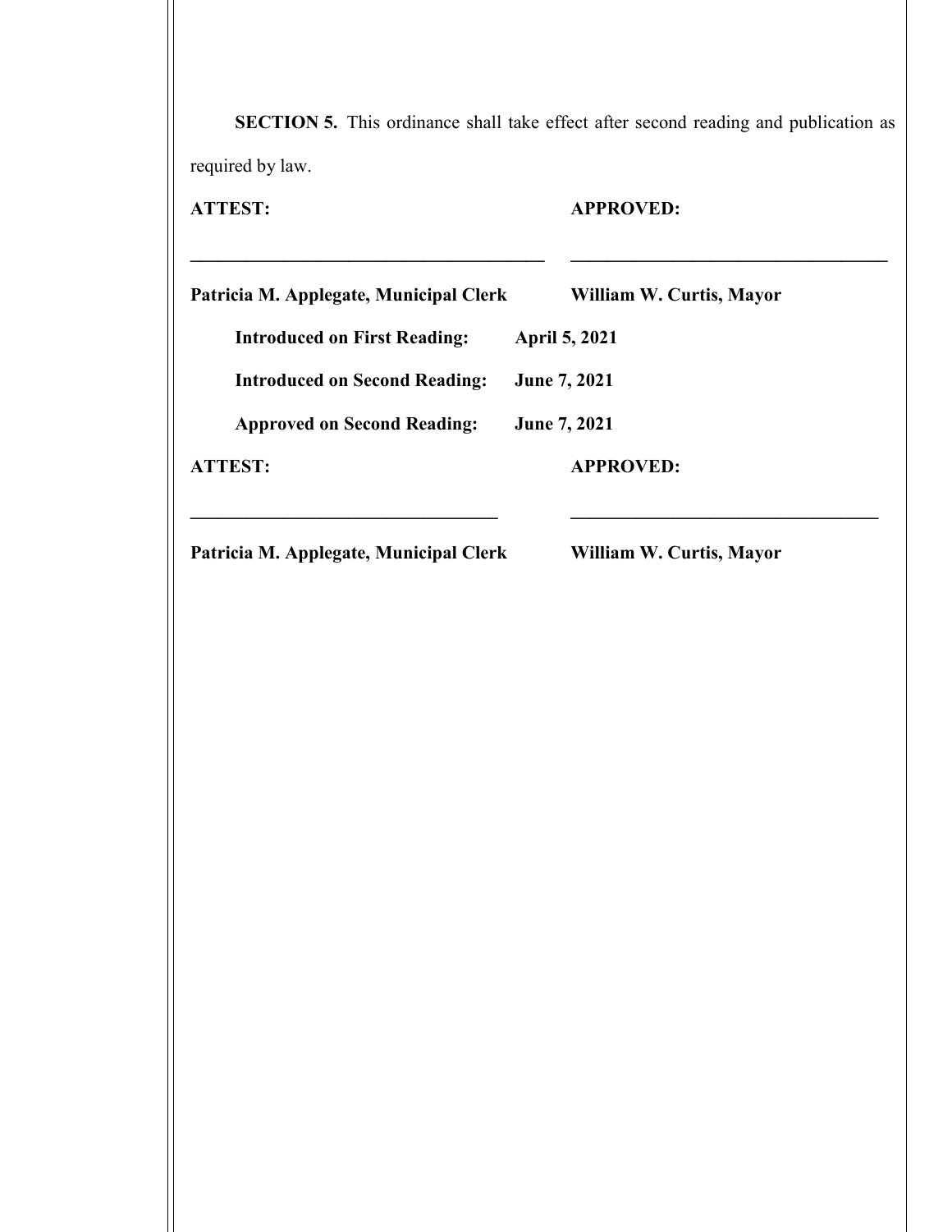**SECTION 5.** This ordinance shall take effect after second reading and publication as required by law.

| | |
|---|---|
| **ATTEST:** | **APPROVED:** |
| ______________________________ | ______________________________ |
| **Patricia M. Applegate, Municipal Clerk** | **William W. Curtis, Mayor** |

| | |
|---|---|
| **Introduced on First Reading:** | **April 5, 2021** |
| **Introduced on Second Reading:** | **June 7, 2021** |
| **Approved on Second Reading:** | **June 7, 2021** |

| | |
|---|---|
| **ATTEST:** | **APPROVED:** |
| ______________________________ | ______________________________ |
| **Patricia M. Applegate, Municipal Clerk** | **William W. Curtis, Mayor** |